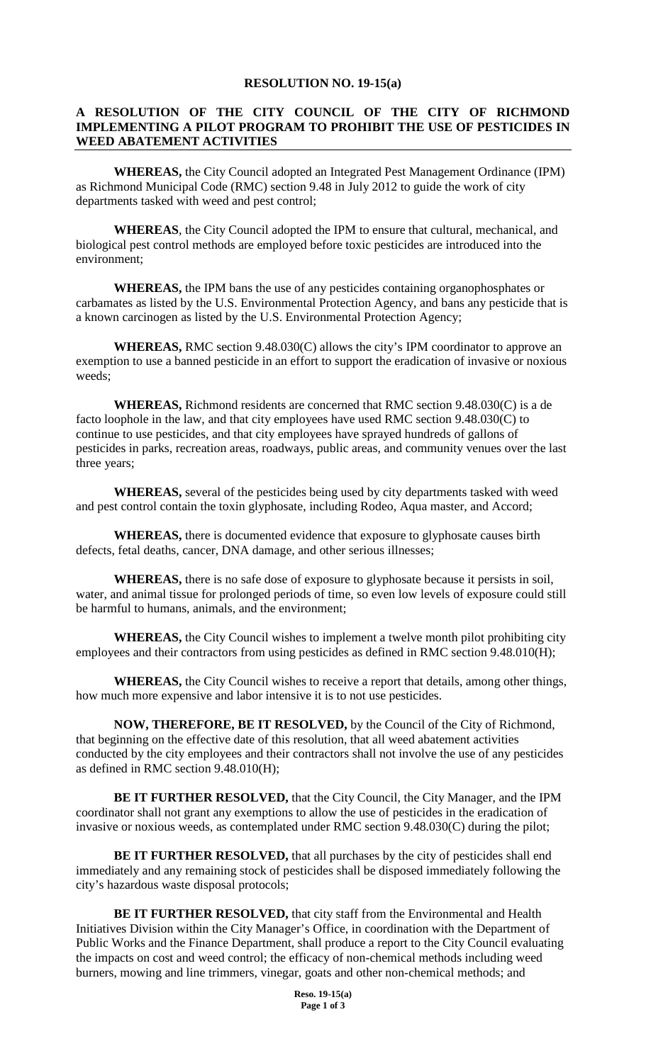**RESOLUTION NO. 19-15(a)**

**A RESOLUTION OF THE CITY COUNCIL OF THE CITY OF RICHMOND IMPLEMENTING A PILOT PROGRAM TO PROHIBIT THE USE OF PESTICIDES IN WEED ABATEMENT ACTIVITIES**

**WHEREAS,** the City Council adopted an Integrated Pest Management Ordinance (IPM) as Richmond Municipal Code (RMC) section 9.48 in July 2012 to guide the work of city departments tasked with weed and pest control;

**WHEREAS**, the City Council adopted the IPM to ensure that cultural, mechanical, and biological pest control methods are employed before toxic pesticides are introduced into the environment;

**WHEREAS,** the IPM bans the use of any pesticides containing organophosphates or carbamates as listed by the U.S. Environmental Protection Agency, and bans any pesticide that is a known carcinogen as listed by the U.S. Environmental Protection Agency;

**WHEREAS,** RMC section 9.48.030(C) allows the city's IPM coordinator to approve an exemption to use a banned pesticide in an effort to support the eradication of invasive or noxious weeds;

**WHEREAS,** Richmond residents are concerned that RMC section 9.48.030(C) is a de facto loophole in the law, and that city employees have used RMC section 9.48.030(C) to continue to use pesticides, and that city employees have sprayed hundreds of gallons of pesticides in parks, recreation areas, roadways, public areas, and community venues over the last three years;

**WHEREAS,** several of the pesticides being used by city departments tasked with weed and pest control contain the toxin glyphosate, including Rodeo, Aqua master, and Accord;

**WHEREAS,** there is documented evidence that exposure to glyphosate causes birth defects, fetal deaths, cancer, DNA damage, and other serious illnesses;

**WHEREAS,** there is no safe dose of exposure to glyphosate because it persists in soil, water, and animal tissue for prolonged periods of time, so even low levels of exposure could still be harmful to humans, animals, and the environment;

**WHEREAS,** the City Council wishes to implement a twelve month pilot prohibiting city employees and their contractors from using pesticides as defined in RMC section 9.48.010(H);

**WHEREAS,** the City Council wishes to receive a report that details, among other things, how much more expensive and labor intensive it is to not use pesticides.

**NOW, THEREFORE, BE IT RESOLVED,** by the Council of the City of Richmond, that beginning on the effective date of this resolution, that all weed abatement activities conducted by the city employees and their contractors shall not involve the use of any pesticides as defined in RMC section 9.48.010(H);

**BE IT FURTHER RESOLVED,** that the City Council, the City Manager, and the IPM coordinator shall not grant any exemptions to allow the use of pesticides in the eradication of invasive or noxious weeds, as contemplated under RMC section 9.48.030(C) during the pilot;

**BE IT FURTHER RESOLVED,** that all purchases by the city of pesticides shall end immediately and any remaining stock of pesticides shall be disposed immediately following the city's hazardous waste disposal protocols;

**BE IT FURTHER RESOLVED,** that city staff from the Environmental and Health Initiatives Division within the City Manager's Office, in coordination with the Department of Public Works and the Finance Department, shall produce a report to the City Council evaluating the impacts on cost and weed control; the efficacy of non-chemical methods including weed burners, mowing and line trimmers, vinegar, goats and other non-chemical methods; and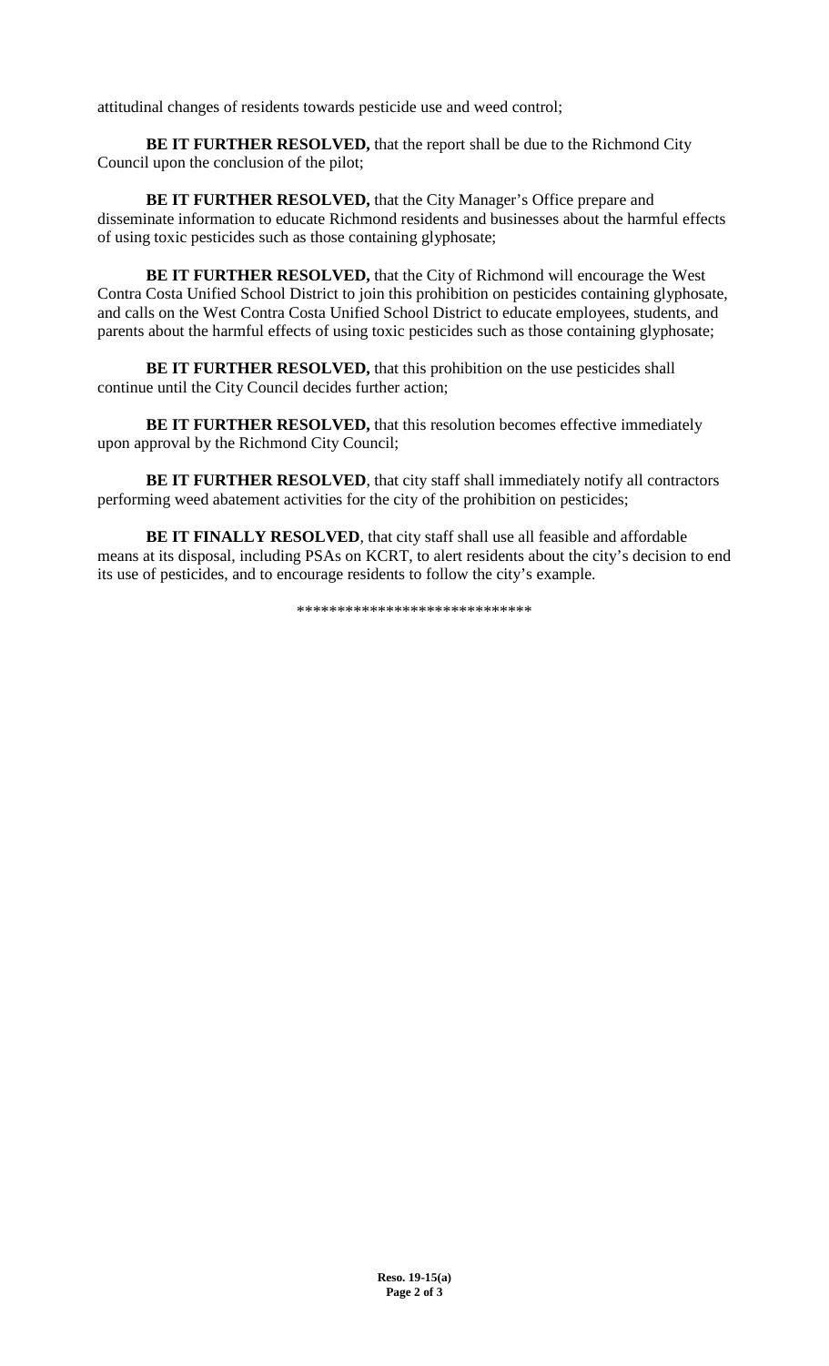attitudinal changes of residents towards pesticide use and weed control;

**BE IT FURTHER RESOLVED,** that the report shall be due to the Richmond City Council upon the conclusion of the pilot;

**BE IT FURTHER RESOLVED,** that the City Manager's Office prepare and disseminate information to educate Richmond residents and businesses about the harmful effects of using toxic pesticides such as those containing glyphosate;

**BE IT FURTHER RESOLVED,** that the City of Richmond will encourage the West Contra Costa Unified School District to join this prohibition on pesticides containing glyphosate, and calls on the West Contra Costa Unified School District to educate employees, students, and parents about the harmful effects of using toxic pesticides such as those containing glyphosate;

**BE IT FURTHER RESOLVED,** that this prohibition on the use pesticides shall continue until the City Council decides further action;

**BE IT FURTHER RESOLVED,** that this resolution becomes effective immediately upon approval by the Richmond City Council;

**BE IT FURTHER RESOLVED**, that city staff shall immediately notify all contractors performing weed abatement activities for the city of the prohibition on pesticides;

**BE IT FINALLY RESOLVED**, that city staff shall use all feasible and affordable means at its disposal, including PSAs on KCRT, to alert residents about the city's decision to end its use of pesticides, and to encourage residents to follow the city's example.

****************************

**Reso. 19-15(a)**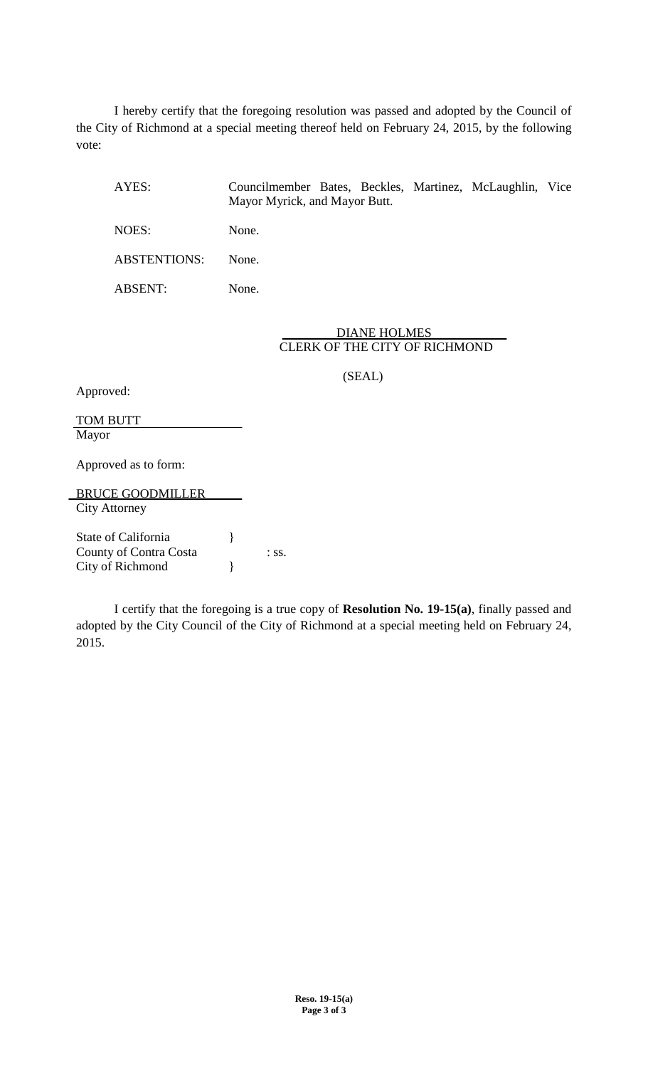I hereby certify that the foregoing resolution was passed and adopted by the Council of the City of Richmond at a special meeting thereof held on February 24, 2015, by the following vote:

| | |
|---|---|
| AYES: | Councilmember Bates, Beckles, Martinez, McLaughlin, Vice Mayor Myrick, and Mayor Butt. |
| NOES: | None. |
| ABSTENTIONS: | None. |
| ABSENT: | None. |

DIANE HOLMES
CLERK OF THE CITY OF RICHMOND

(SEAL)

Approved:

TOM BUTT
Mayor

Approved as to form:

BRUCE GOODMILLER
City Attorney

State of California }
County of Contra Costa : ss.
City of Richmond }

I certify that the foregoing is a true copy of **Resolution No. 19-15(a)**, finally passed and adopted by the City Council of the City of Richmond at a special meeting held on February 24, 2015.